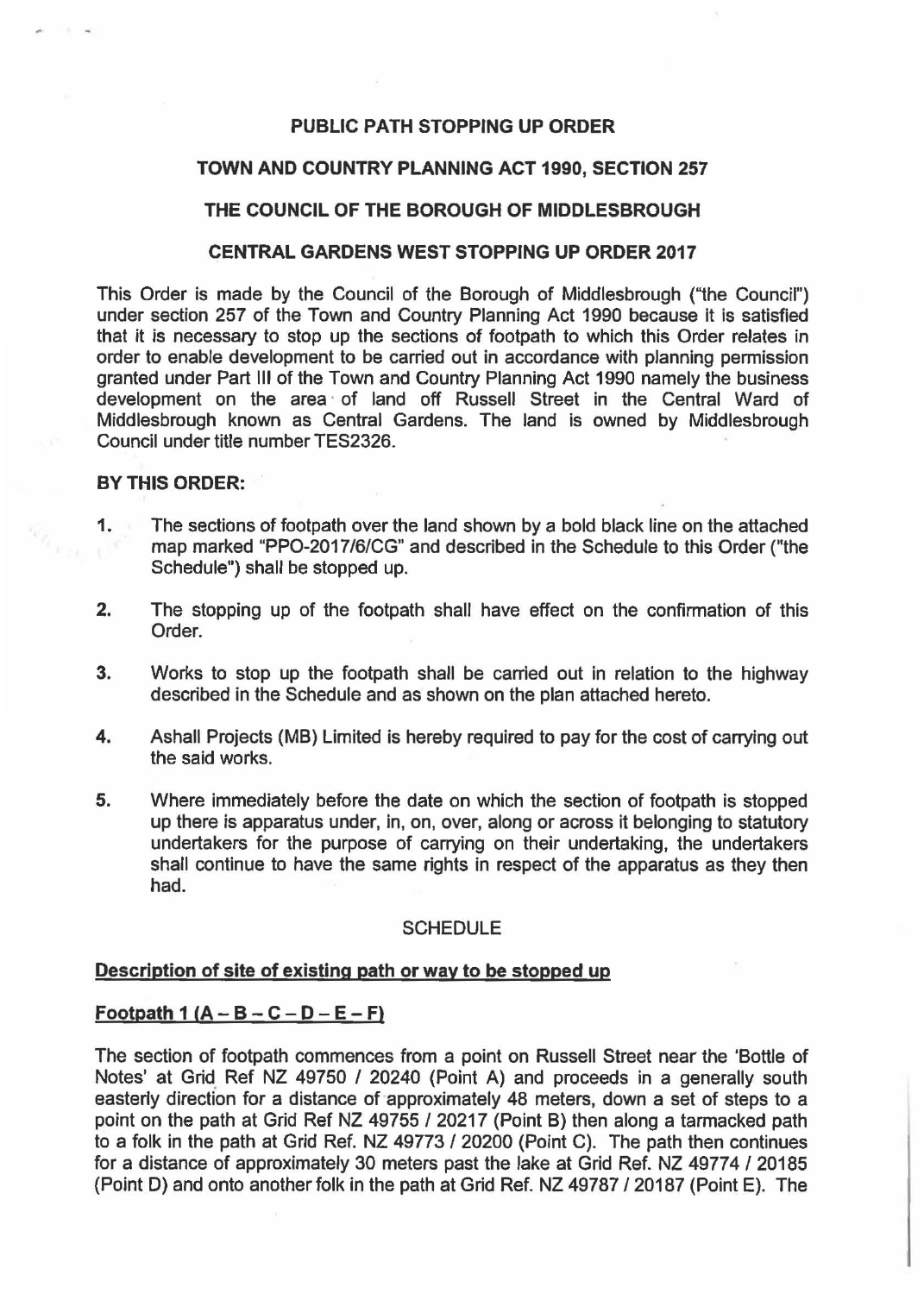# PUBLIC PATH STOPPING UP ORDER

## TOWN AND COUNTRY PLANNING ACT 1990, SECTION 257

## THE COUNCIL OF THE BOROUGH OF MIDDLESBROUGH

## CENTRAL GARDENS WEST STOPPING UP ORDER 2017

This Order is made by the Council of the Borough of Middlesbrough ("the Council") under section 257 of the Town and Country Planning Act 1990 because it is satisfied that it is necessary to stop up the sections of footpath to which this Order relates in order to enable development to be carried out in accordance with planning permission granted under Part III of the Town and Country Planning Act 1990 namely the business development on the area of land off Russell Street in the Central Ward of Middlesbrough known as Central Gardens. The land is owned by Middlesbrough Council under title number TES2326.

**BY THIS ORDER:**

1. The sections of footpath over the land shown by a bold black line on the attached map marked "PPO-2017/6/CG" and described in the Schedule to this Order ("the Schedule") shall be stopped up.

2. The stopping up of the footpath shall have effect on the confirmation of this Order.

3. Works to stop up the footpath shall be carried out in relation to the highway described in the Schedule and as shown on the plan attached hereto.

4. Ashall Projects (MB) Limited is hereby required to pay for the cost of carrying out the said works.

5. Where immediately before the date on which the section of footpath is stopped up there is apparatus under, in, on, over, along or across it belonging to statutory undertakers for the purpose of carrying on their undertaking, the undertakers shall continue to have the same rights in respect of the apparatus as they then had.

SCHEDULE

**Description of site of existing path or way to be stopped up**

**Footpath 1 (A – B – C – D – E – F)**

The section of footpath commences from a point on Russell Street near the 'Bottle of Notes' at Grid Ref NZ 49750 / 20240 (Point A) and proceeds in a generally south easterly direction for a distance of approximately 48 meters, down a set of steps to a point on the path at Grid Ref NZ 49755 / 20217 (Point B) then along a tarmacked path to a folk in the path at Grid Ref. NZ 49773 / 20200 (Point C). The path then continues for a distance of approximately 30 meters past the lake at Grid Ref. NZ 49774 / 20185 (Point D) and onto another folk in the path at Grid Ref. NZ 49787 / 20187 (Point E). The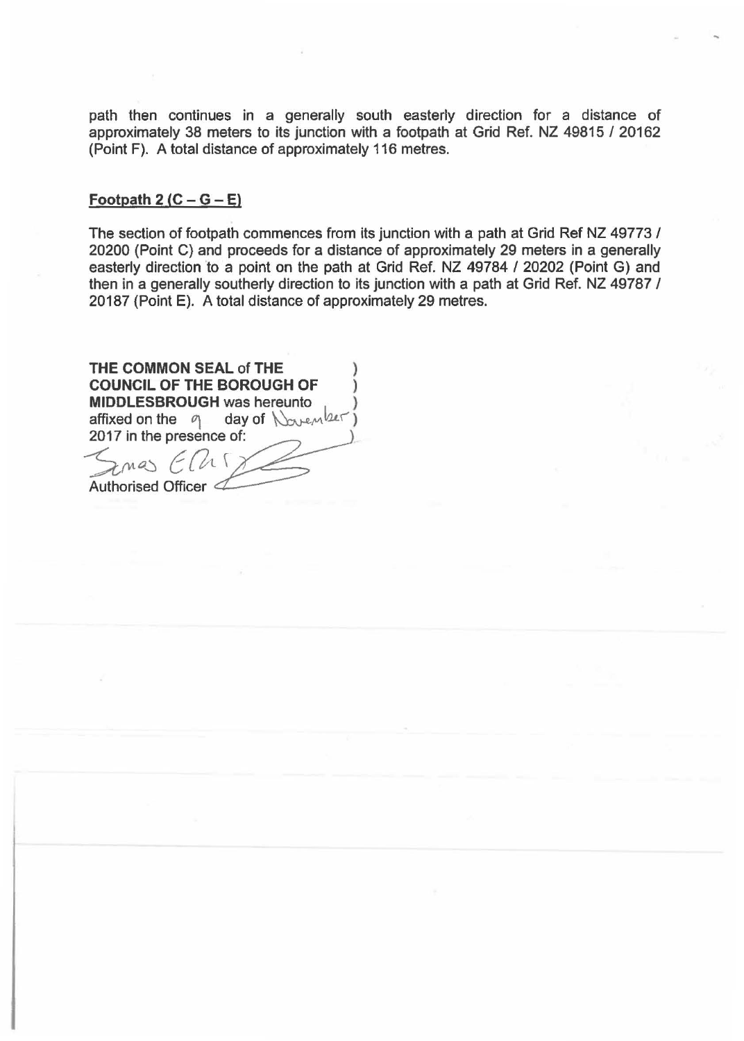path then continues in a generally south easterly direction for a distance of approximately 38 meters to its junction with a footpath at Grid Ref. NZ 49815 / 20162 (Point F). A total distance of approximately 116 metres.

**Footpath 2 (C – G – E)**

The section of footpath commences from its junction with a path at Grid Ref NZ 49773 / 20200 (Point C) and proceeds for a distance of approximately 29 meters in a generally easterly direction to a point on the path at Grid Ref. NZ 49784 / 20202 (Point G) and then in a generally southerly direction to its junction with a path at Grid Ref. NZ 49787 / 20187 (Point E). A total distance of approximately 29 metres.

**THE COMMON SEAL** of **THE COUNCIL OF THE BOROUGH OF MIDDLESBROUGH** was hereunto affixed on the 9 day of November 2017 in the presence of:

Authorised Officer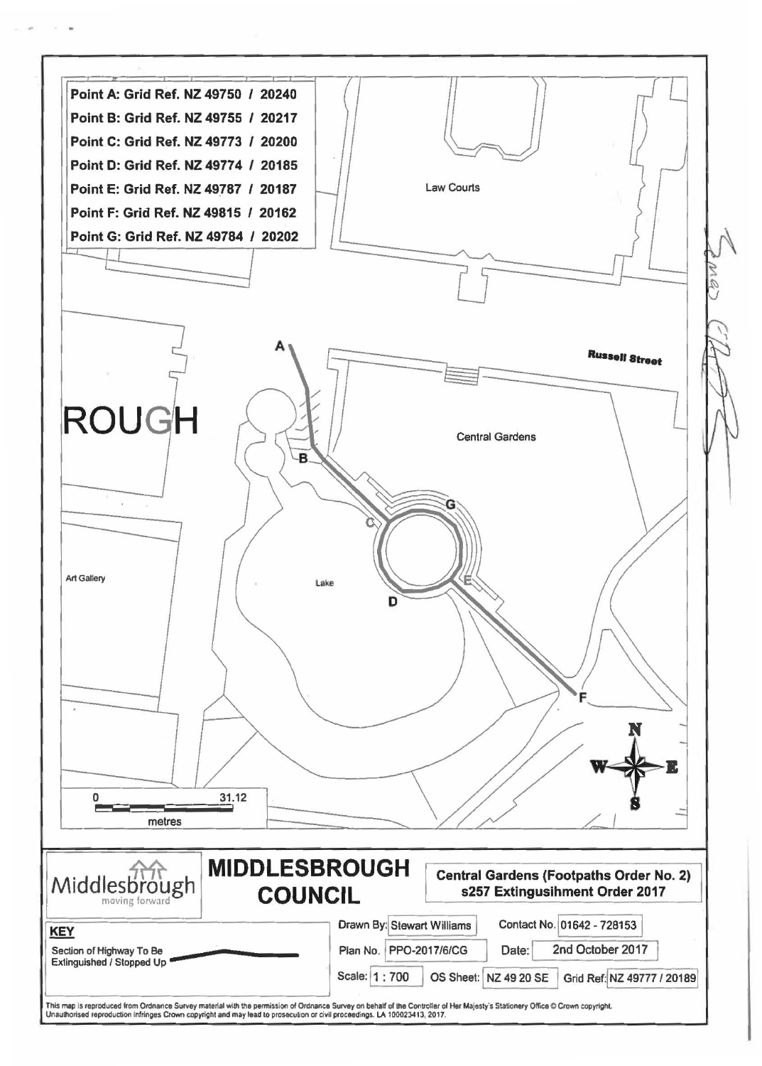Point A: Grid Ref. NZ 49750 / 20240

Point B: Grid Ref. NZ 49755 / 20217

Point C: Grid Ref. NZ 49773 / 20200

Point D: Grid Ref. NZ 49774 / 20185

Point E: Grid Ref. NZ 49787 / 20187

Point F: Grid Ref. NZ 49815 / 20162

Point G: Grid Ref. NZ 49784 / 20202

Law Courts

Russell Street

ROUGH

Central Gardens

Art Gallery

Lake

A B C D E F G

N W E S

0 31.12 metres

**MIDDLESBROUGH COUNCIL**

Middlesbrough moving forward

**Central Gardens (Footpaths Order No. 2) s257 Extingusihment Order 2017**

| | | | |
|---|---|---|---|
| Drawn By: | Stewart Williams | Contact No. | 01642 - 728153 |
| Plan No. | PPO-2017/6/CG | Date: | 2nd October 2017 |
| Scale: | 1 : 700 | OS Sheet: NZ 49 20 SE | Grid Ref: NZ 49777 / 20189 |

**KEY**

Section of Highway To Be Extinguished / Stopped Up

This map is reproduced from Ordnance Survey material with the permission of Ordnance Survey on behalf of the Controller of Her Majesty's Stationery Office © Crown copyright. Unauthorised reproduction infringes Crown copyright and may lead to prosecution or civil proceedings. LA 100023413, 2017.